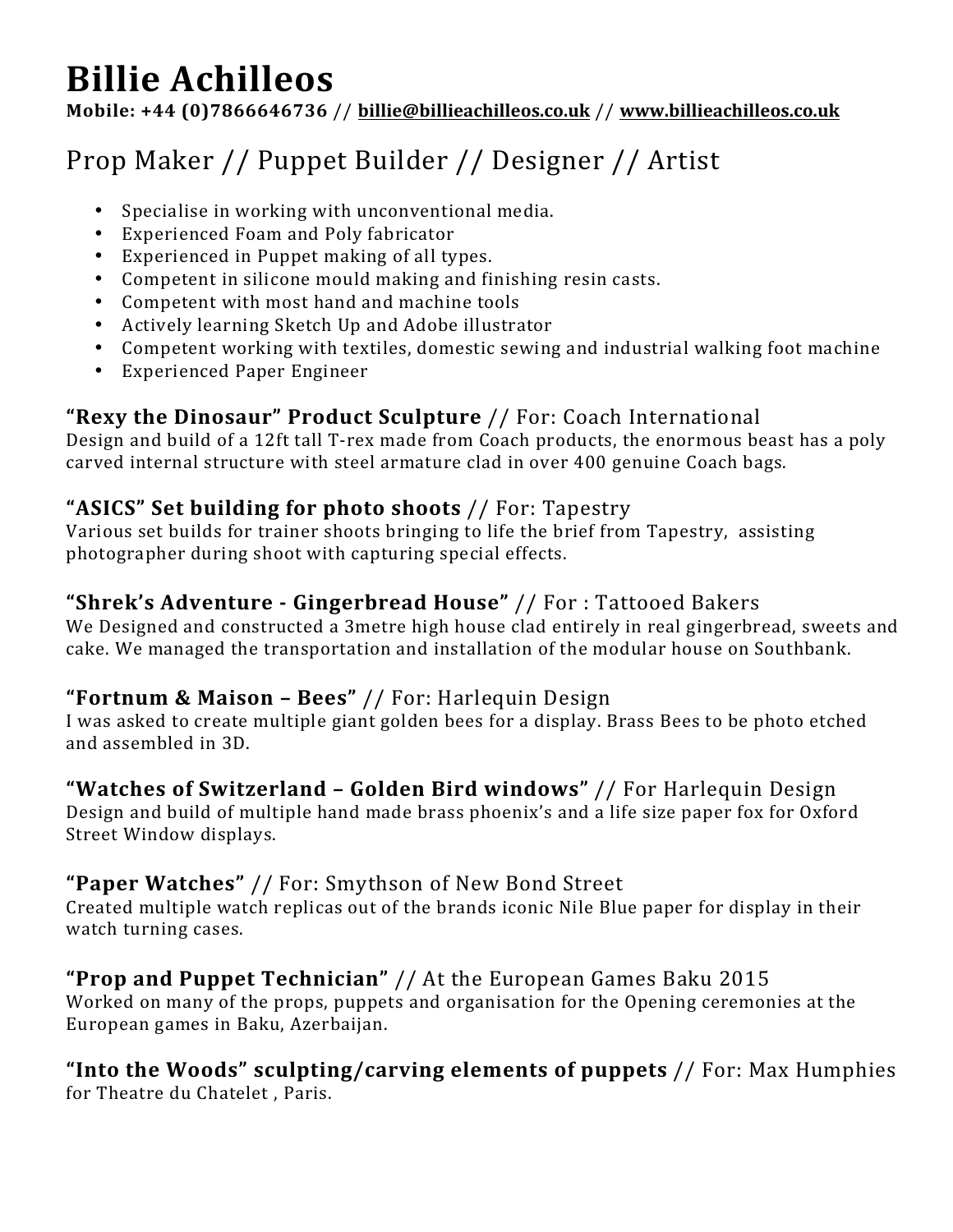# Billie Achilleos

**Mobile: +44 (0)7866646736 // billie@billieachilleos.co.uk // www.billieachilleos.co.uk**

## Prop Maker // Puppet Builder // Designer // Artist

- Specialise in working with unconventional media.
- Experienced Foam and Poly fabricator
- Experienced in Puppet making of all types.
- Competent in silicone mould making and finishing resin casts.
- Competent with most hand and machine tools
- Actively learning Sketch Up and Adobe illustrator
- Competent working with textiles, domestic sewing and industrial walking foot machine
- Experienced Paper Engineer

### **"Rexy the Dinosaur" Product Sculpture** // For: Coach International

Design and build of a 12ft tall T-rex made from Coach products, the enormous beast has a poly carved internal structure with steel armature clad in over 400 genuine Coach bags.

### **"ASICS" Set building for photo shoots** // For: Tapestry

Various set builds for trainer shoots bringing to life the brief from Tapestry, assisting photographer during shoot with capturing special effects.

### **"Shrek's Adventure - Gingerbread House"** // For : Tattooed Bakers

We Designed and constructed a 3metre high house clad entirely in real gingerbread, sweets and cake. We managed the transportation and installation of the modular house on Southbank.

### **"Fortnum & Maison – Bees"** // For: Harlequin Design

I was asked to create multiple giant golden bees for a display. Brass Bees to be photo etched and assembled in 3D.

### **"Watches of Switzerland – Golden Bird windows"** // For Harlequin Design

Design and build of multiple hand made brass phoenix's and a life size paper fox for Oxford Street Window displays.

### **"Paper Watches"** // For: Smythson of New Bond Street

Created multiple watch replicas out of the brands iconic Nile Blue paper for display in their watch turning cases.

### **"Prop and Puppet Technician"** // At the European Games Baku 2015

Worked on many of the props, puppets and organisation for the Opening ceremonies at the European games in Baku, Azerbaijan.

### **"Into the Woods" sculpting/carving elements of puppets** // For: Max Humphies

for Theatre du Chatelet , Paris.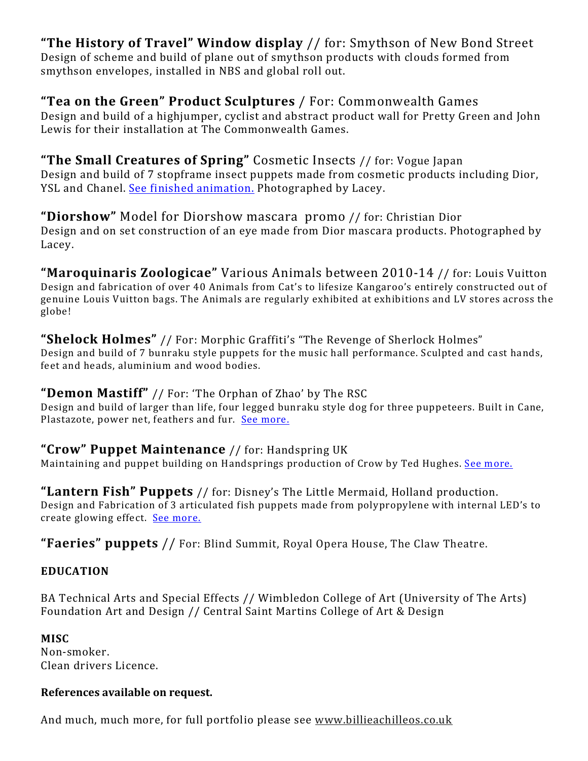**"The History of Travel" Window display** // for: Smythson of New Bond Street
Design of scheme and build of plane out of smythson products with clouds formed from smythson envelopes, installed in NBS and global roll out.

**"Tea on the Green" Product Sculptures** / For: Commonwealth Games
Design and build of a highjumper, cyclist and abstract product wall for Pretty Green and John Lewis for their installation at The Commonwealth Games.

**"The Small Creatures of Spring"** Cosmetic Insects // for: Vogue Japan
Design and build of 7 stopframe insect puppets made from cosmetic products including Dior, YSL and Chanel. See finished animation. Photographed by Lacey.

**"Diorshow"** Model for Diorshow mascara promo // for: Christian Dior
Design and on set construction of an eye made from Dior mascara products. Photographed by Lacey.

**"Maroquinaris Zoologicae"** Various Animals between 2010-14 // for: Louis Vuitton
Design and fabrication of over 40 Animals from Cat's to lifesize Kangaroo's entirely constructed out of genuine Louis Vuitton bags. The Animals are regularly exhibited at exhibitions and LV stores across the globe!

**"Shelock Holmes"** // For: Morphic Graffiti's "The Revenge of Sherlock Holmes"
Design and build of 7 bunraku style puppets for the music hall performance. Sculpted and cast hands, feet and heads, aluminium and wood bodies.

**"Demon Mastiff"** // For: 'The Orphan of Zhao' by The RSC
Design and build of larger than life, four legged bunraku style dog for three puppeteers. Built in Cane, Plastazote, power net, feathers and fur. See more.

**"Crow" Puppet Maintenance** // for: Handspring UK
Maintaining and puppet building on Handsprings production of Crow by Ted Hughes. See more.

**"Lantern Fish" Puppets** // for: Disney's The Little Mermaid, Holland production.
Design and Fabrication of 3 articulated fish puppets made from polypropylene with internal LED's to create glowing effect. See more.

**"Faeries" puppets** // For: Blind Summit, Royal Opera House, The Claw Theatre.

**EDUCATION**

BA Technical Arts and Special Effects // Wimbledon College of Art (University of The Arts)
Foundation Art and Design // Central Saint Martins College of Art & Design

**MISC**
Non-smoker.
Clean drivers Licence.

**References available on request.**

And much, much more, for full portfolio please see www.billieachilleos.co.uk